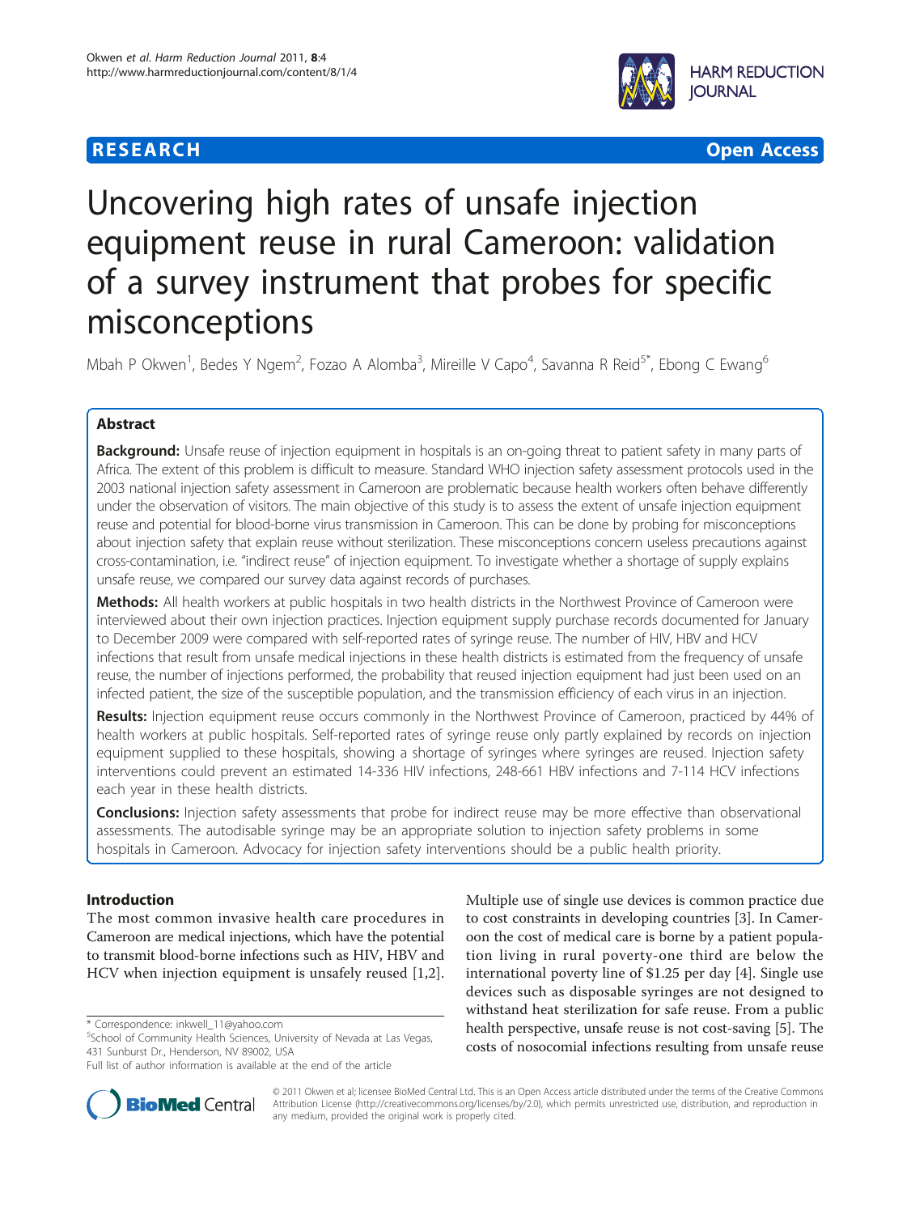RESEARCH Open Access

# Uncovering high rates of unsafe injection equipment reuse in rural Cameroon: validation of a survey instrument that probes for specific misconceptions

Mbah P Okwen[1], Bedes Y Ngem[2], Fozao A Alomba[3], Mireille V Capo[4], Savanna R Reid[5*], Ebong C Ewang[6]

## Abstract

**Background:** Unsafe reuse of injection equipment in hospitals is an on-going threat to patient safety in many parts of Africa. The extent of this problem is difficult to measure. Standard WHO injection safety assessment protocols used in the 2003 national injection safety assessment in Cameroon are problematic because health workers often behave differently under the observation of visitors. The main objective of this study is to assess the extent of unsafe injection equipment reuse and potential for blood-borne virus transmission in Cameroon. This can be done by probing for misconceptions about injection safety that explain reuse without sterilization. These misconceptions concern useless precautions against cross-contamination, i.e. "indirect reuse" of injection equipment. To investigate whether a shortage of supply explains unsafe reuse, we compared our survey data against records of purchases.

**Methods:** All health workers at public hospitals in two health districts in the Northwest Province of Cameroon were interviewed about their own injection practices. Injection equipment supply purchase records documented for January to December 2009 were compared with self-reported rates of syringe reuse. The number of HIV, HBV and HCV infections that result from unsafe medical injections in these health districts is estimated from the frequency of unsafe reuse, the number of injections performed, the probability that reused injection equipment had just been used on an infected patient, the size of the susceptible population, and the transmission efficiency of each virus in an injection.

**Results:** Injection equipment reuse occurs commonly in the Northwest Province of Cameroon, practiced by 44% of health workers at public hospitals. Self-reported rates of syringe reuse only partly explained by records on injection equipment supplied to these hospitals, showing a shortage of syringes where syringes are reused. Injection safety interventions could prevent an estimated 14-336 HIV infections, 248-661 HBV infections and 7-114 HCV infections each year in these health districts.

**Conclusions:** Injection safety assessments that probe for indirect reuse may be more effective than observational assessments. The autodisable syringe may be an appropriate solution to injection safety problems in some hospitals in Cameroon. Advocacy for injection safety interventions should be a public health priority.

## Introduction

The most common invasive health care procedures in Cameroon are medical injections, which have the potential to transmit blood-borne infections such as HIV, HBV and HCV when injection equipment is unsafely reused [1,2]. Multiple use of single use devices is common practice due to cost constraints in developing countries [3]. In Cameroon the cost of medical care is borne by a patient population living in rural poverty-one third are below the international poverty line of $1.25 per day [4]. Single use devices such as disposable syringes are not designed to withstand heat sterilization for safe reuse. From a public health perspective, unsafe reuse is not cost-saving [5]. The costs of nosocomial infections resulting from unsafe reuse

\* Correspondence: inkwell_11@yahoo.com

[5]School of Community Health Sciences, University of Nevada at Las Vegas, 431 Sunburst Dr., Henderson, NV 89002, USA

Full list of author information is available at the end of the article

© 2011 Okwen et al; licensee BioMed Central Ltd. This is an Open Access article distributed under the terms of the Creative Commons Attribution License (http://creativecommons.org/licenses/by/2.0), which permits unrestricted use, distribution, and reproduction in any medium, provided the original work is properly cited.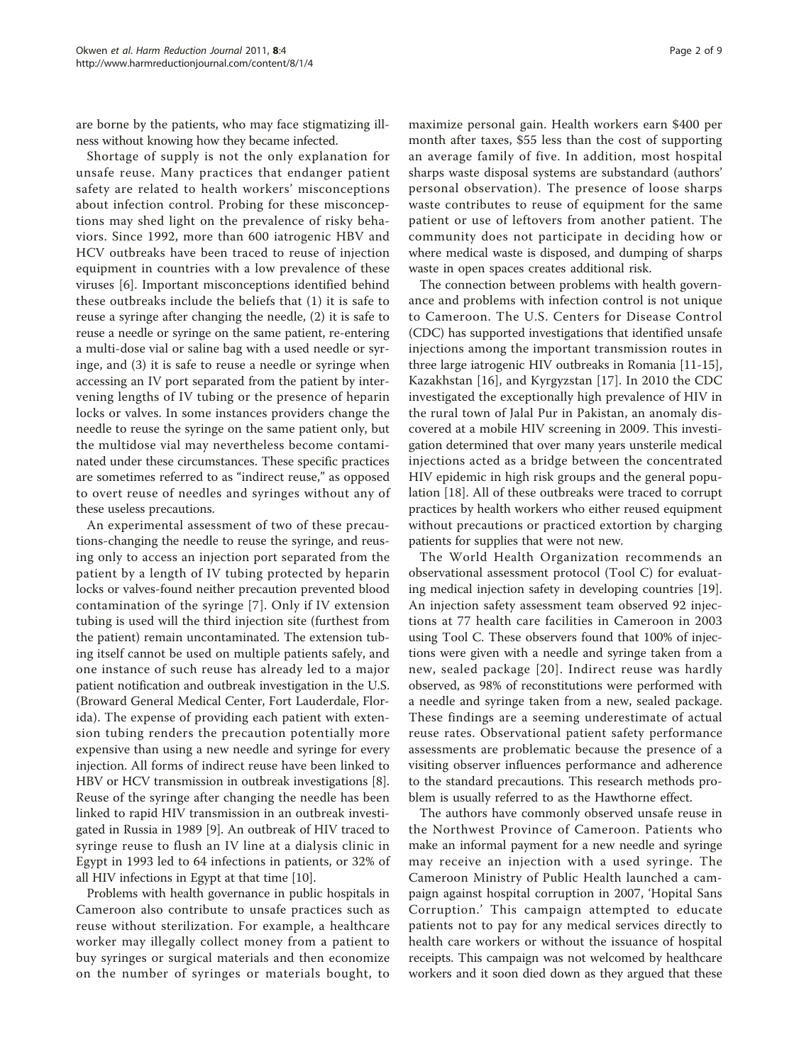are borne by the patients, who may face stigmatizing illness without knowing how they became infected.

Shortage of supply is not the only explanation for unsafe reuse. Many practices that endanger patient safety are related to health workers' misconceptions about infection control. Probing for these misconceptions may shed light on the prevalence of risky behaviors. Since 1992, more than 600 iatrogenic HBV and HCV outbreaks have been traced to reuse of injection equipment in countries with a low prevalence of these viruses [6]. Important misconceptions identified behind these outbreaks include the beliefs that (1) it is safe to reuse a syringe after changing the needle, (2) it is safe to reuse a needle or syringe on the same patient, re-entering a multi-dose vial or saline bag with a used needle or syringe, and (3) it is safe to reuse a needle or syringe when accessing an IV port separated from the patient by intervening lengths of IV tubing or the presence of heparin locks or valves. In some instances providers change the needle to reuse the syringe on the same patient only, but the multidose vial may nevertheless become contaminated under these circumstances. These specific practices are sometimes referred to as "indirect reuse," as opposed to overt reuse of needles and syringes without any of these useless precautions.

An experimental assessment of two of these precautions-changing the needle to reuse the syringe, and reusing only to access an injection port separated from the patient by a length of IV tubing protected by heparin locks or valves-found neither precaution prevented blood contamination of the syringe [7]. Only if IV extension tubing is used will the third injection site (furthest from the patient) remain uncontaminated. The extension tubing itself cannot be used on multiple patients safely, and one instance of such reuse has already led to a major patient notification and outbreak investigation in the U.S. (Broward General Medical Center, Fort Lauderdale, Florida). The expense of providing each patient with extension tubing renders the precaution potentially more expensive than using a new needle and syringe for every injection. All forms of indirect reuse have been linked to HBV or HCV transmission in outbreak investigations [8]. Reuse of the syringe after changing the needle has been linked to rapid HIV transmission in an outbreak investigated in Russia in 1989 [9]. An outbreak of HIV traced to syringe reuse to flush an IV line at a dialysis clinic in Egypt in 1993 led to 64 infections in patients, or 32% of all HIV infections in Egypt at that time [10].

Problems with health governance in public hospitals in Cameroon also contribute to unsafe practices such as reuse without sterilization. For example, a healthcare worker may illegally collect money from a patient to buy syringes or surgical materials and then economize on the number of syringes or materials bought, to maximize personal gain. Health workers earn \$400 per month after taxes, \$55 less than the cost of supporting an average family of five. In addition, most hospital sharps waste disposal systems are substandard (authors' personal observation). The presence of loose sharps waste contributes to reuse of equipment for the same patient or use of leftovers from another patient. The community does not participate in deciding how or where medical waste is disposed, and dumping of sharps waste in open spaces creates additional risk.

The connection between problems with health governance and problems with infection control is not unique to Cameroon. The U.S. Centers for Disease Control (CDC) has supported investigations that identified unsafe injections among the important transmission routes in three large iatrogenic HIV outbreaks in Romania [11-15], Kazakhstan [16], and Kyrgyzstan [17]. In 2010 the CDC investigated the exceptionally high prevalence of HIV in the rural town of Jalal Pur in Pakistan, an anomaly discovered at a mobile HIV screening in 2009. This investigation determined that over many years unsterile medical injections acted as a bridge between the concentrated HIV epidemic in high risk groups and the general population [18]. All of these outbreaks were traced to corrupt practices by health workers who either reused equipment without precautions or practiced extortion by charging patients for supplies that were not new.

The World Health Organization recommends an observational assessment protocol (Tool C) for evaluating medical injection safety in developing countries [19]. An injection safety assessment team observed 92 injections at 77 health care facilities in Cameroon in 2003 using Tool C. These observers found that 100% of injections were given with a needle and syringe taken from a new, sealed package [20]. Indirect reuse was hardly observed, as 98% of reconstitutions were performed with a needle and syringe taken from a new, sealed package. These findings are a seeming underestimate of actual reuse rates. Observational patient safety performance assessments are problematic because the presence of a visiting observer influences performance and adherence to the standard precautions. This research methods problem is usually referred to as the Hawthorne effect.

The authors have commonly observed unsafe reuse in the Northwest Province of Cameroon. Patients who make an informal payment for a new needle and syringe may receive an injection with a used syringe. The Cameroon Ministry of Public Health launched a campaign against hospital corruption in 2007, 'Hopital Sans Corruption.' This campaign attempted to educate patients not to pay for any medical services directly to health care workers or without the issuance of hospital receipts. This campaign was not welcomed by healthcare workers and it soon died down as they argued that these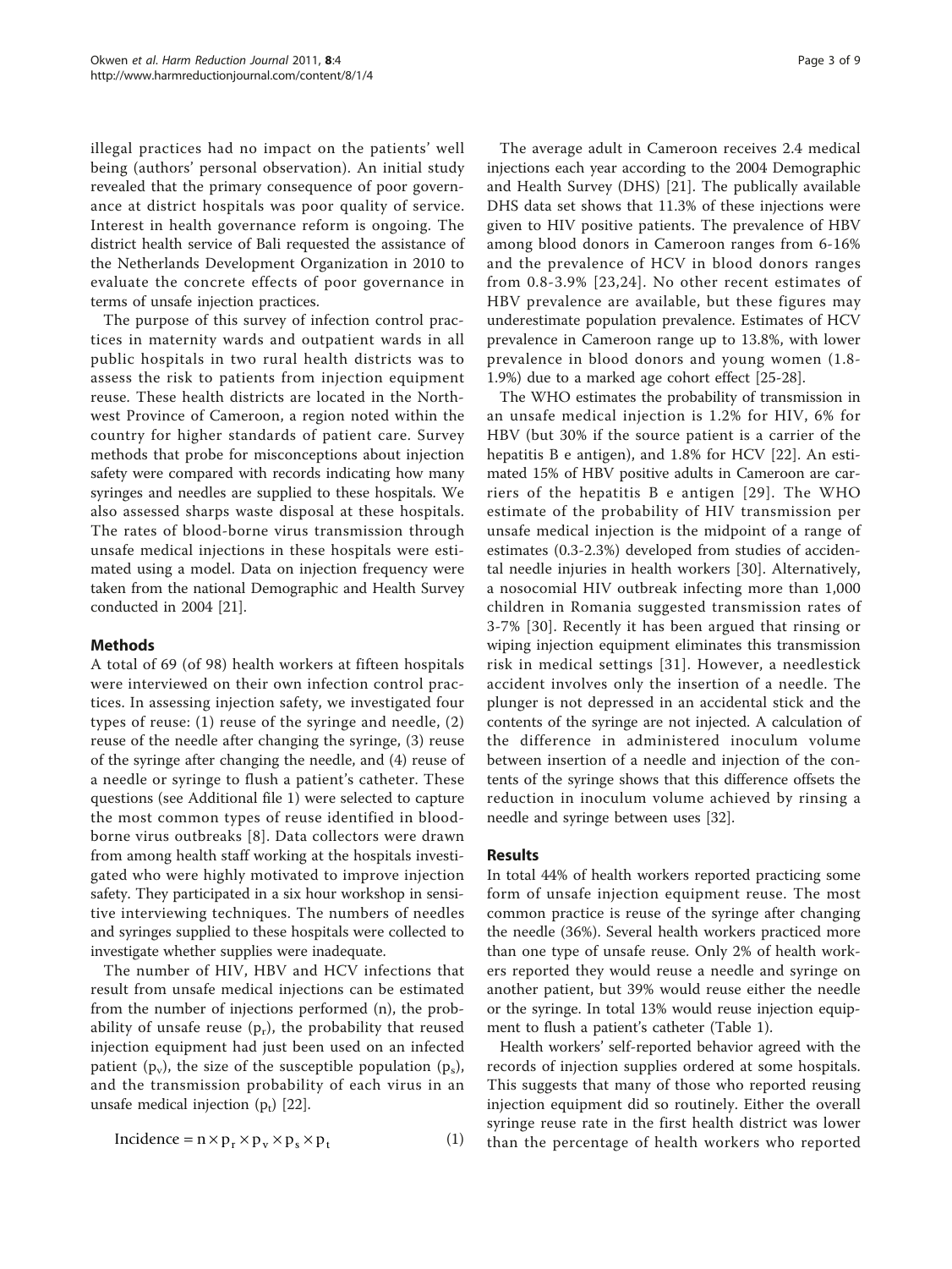illegal practices had no impact on the patients' well being (authors' personal observation). An initial study revealed that the primary consequence of poor governance at district hospitals was poor quality of service. Interest in health governance reform is ongoing. The district health service of Bali requested the assistance of the Netherlands Development Organization in 2010 to evaluate the concrete effects of poor governance in terms of unsafe injection practices.

The purpose of this survey of infection control practices in maternity wards and outpatient wards in all public hospitals in two rural health districts was to assess the risk to patients from injection equipment reuse. These health districts are located in the Northwest Province of Cameroon, a region noted within the country for higher standards of patient care. Survey methods that probe for misconceptions about injection safety were compared with records indicating how many syringes and needles are supplied to these hospitals. We also assessed sharps waste disposal at these hospitals. The rates of blood-borne virus transmission through unsafe medical injections in these hospitals were estimated using a model. Data on injection frequency were taken from the national Demographic and Health Survey conducted in 2004 [21].

## Methods

A total of 69 (of 98) health workers at fifteen hospitals were interviewed on their own infection control practices. In assessing injection safety, we investigated four types of reuse: (1) reuse of the syringe and needle, (2) reuse of the needle after changing the syringe, (3) reuse of the syringe after changing the needle, and (4) reuse of a needle or syringe to flush a patient's catheter. These questions (see Additional file 1) were selected to capture the most common types of reuse identified in blood-borne virus outbreaks [8]. Data collectors were drawn from among health staff working at the hospitals investigated who were highly motivated to improve injection safety. They participated in a six hour workshop in sensitive interviewing techniques. The numbers of needles and syringes supplied to these hospitals were collected to investigate whether supplies were inadequate.

The number of HIV, HBV and HCV infections that result from unsafe medical injections can be estimated from the number of injections performed (n), the probability of unsafe reuse ($p_r$), the probability that reused injection equipment had just been used on an infected patient ($p_v$), the size of the susceptible population ($p_s$), and the transmission probability of each virus in an unsafe medical injection ($p_t$) [22].

$$\text{Incidence} = n \times p_r \times p_v \times p_s \times p_t \tag{1}$$

The average adult in Cameroon receives 2.4 medical injections each year according to the 2004 Demographic and Health Survey (DHS) [21]. The publically available DHS data set shows that 11.3% of these injections were given to HIV positive patients. The prevalence of HBV among blood donors in Cameroon ranges from 6-16% and the prevalence of HCV in blood donors ranges from 0.8-3.9% [23,24]. No other recent estimates of HBV prevalence are available, but these figures may underestimate population prevalence. Estimates of HCV prevalence in Cameroon range up to 13.8%, with lower prevalence in blood donors and young women (1.8-1.9%) due to a marked age cohort effect [25-28].

The WHO estimates the probability of transmission in an unsafe medical injection is 1.2% for HIV, 6% for HBV (but 30% if the source patient is a carrier of the hepatitis B e antigen), and 1.8% for HCV [22]. An estimated 15% of HBV positive adults in Cameroon are carriers of the hepatitis B e antigen [29]. The WHO estimate of the probability of HIV transmission per unsafe medical injection is the midpoint of a range of estimates (0.3-2.3%) developed from studies of accidental needle injuries in health workers [30]. Alternatively, a nosocomial HIV outbreak infecting more than 1,000 children in Romania suggested transmission rates of 3-7% [30]. Recently it has been argued that rinsing or wiping injection equipment eliminates this transmission risk in medical settings [31]. However, a needlestick accident involves only the insertion of a needle. The plunger is not depressed in an accidental stick and the contents of the syringe are not injected. A calculation of the difference in administered inoculum volume between insertion of a needle and injection of the contents of the syringe shows that this difference offsets the reduction in inoculum volume achieved by rinsing a needle and syringe between uses [32].

## Results

In total 44% of health workers reported practicing some form of unsafe injection equipment reuse. The most common practice is reuse of the syringe after changing the needle (36%). Several health workers practiced more than one type of unsafe reuse. Only 2% of health workers reported they would reuse a needle and syringe on another patient, but 39% would reuse either the needle or the syringe. In total 13% would reuse injection equipment to flush a patient's catheter (Table 1).

Health workers' self-reported behavior agreed with the records of injection supplies ordered at some hospitals. This suggests that many of those who reported reusing injection equipment did so routinely. Either the overall syringe reuse rate in the first health district was lower than the percentage of health workers who reported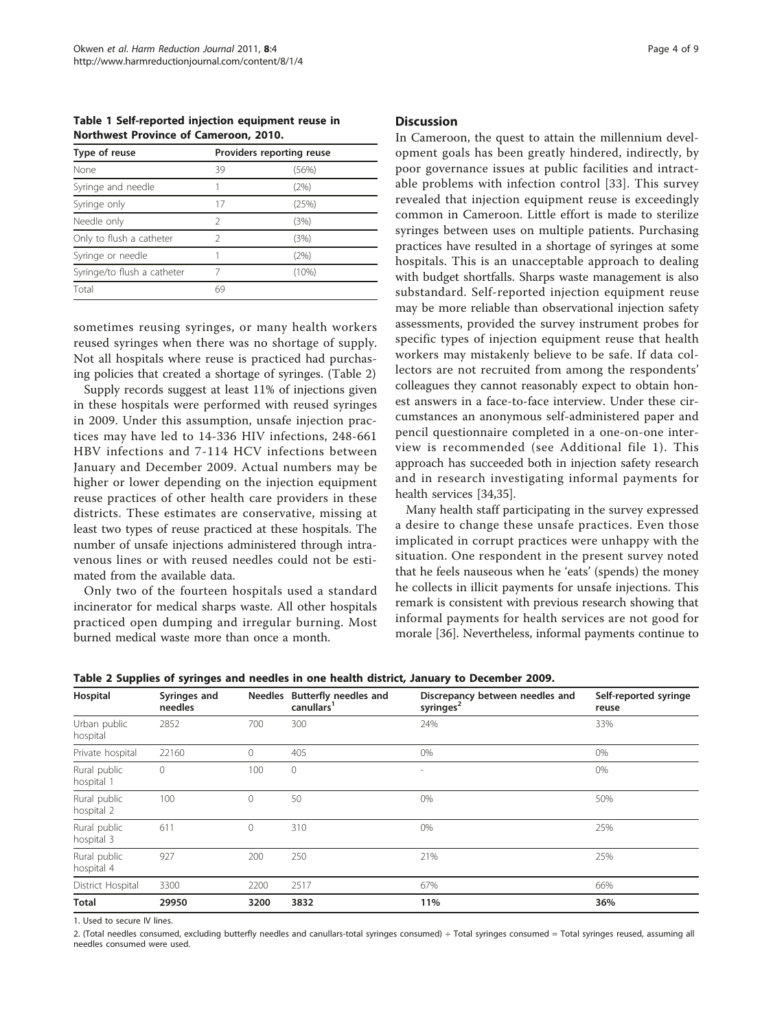**Table 1 Self-reported injection equipment reuse in Northwest Province of Cameroon, 2010.**

| Type of reuse | Providers reporting reuse | |
|---|---|---|
| None | 39 | (56%) |
| Syringe and needle | 1 | (2%) |
| Syringe only | 17 | (25%) |
| Needle only | 2 | (3%) |
| Only to flush a catheter | 2 | (3%) |
| Syringe or needle | 1 | (2%) |
| Syringe/to flush a catheter | 7 | (10%) |
| Total | 69 | |

sometimes reusing syringes, or many health workers reused syringes when there was no shortage of supply. Not all hospitals where reuse is practiced had purchasing policies that created a shortage of syringes. (Table 2)

Supply records suggest at least 11% of injections given in these hospitals were performed with reused syringes in 2009. Under this assumption, unsafe injection practices may have led to 14-336 HIV infections, 248-661 HBV infections and 7-114 HCV infections between January and December 2009. Actual numbers may be higher or lower depending on the injection equipment reuse practices of other health care providers in these districts. These estimates are conservative, missing at least two types of reuse practiced at these hospitals. The number of unsafe injections administered through intravenous lines or with reused needles could not be estimated from the available data.

Only two of the fourteen hospitals used a standard incinerator for medical sharps waste. All other hospitals practiced open dumping and irregular burning. Most burned medical waste more than once a month.

## Discussion

In Cameroon, the quest to attain the millennium development goals has been greatly hindered, indirectly, by poor governance issues at public facilities and intractable problems with infection control [33]. This survey revealed that injection equipment reuse is exceedingly common in Cameroon. Little effort is made to sterilize syringes between uses on multiple patients. Purchasing practices have resulted in a shortage of syringes at some hospitals. This is an unacceptable approach to dealing with budget shortfalls. Sharps waste management is also substandard. Self-reported injection equipment reuse may be more reliable than observational injection safety assessments, provided the survey instrument probes for specific types of injection equipment reuse that health workers may mistakenly believe to be safe. If data collectors are not recruited from among the respondents' colleagues they cannot reasonably expect to obtain honest answers in a face-to-face interview. Under these circumstances an anonymous self-administered paper and pencil questionnaire completed in a one-on-one interview is recommended (see Additional file 1). This approach has succeeded both in injection safety research and in research investigating informal payments for health services [34,35].

Many health staff participating in the survey expressed a desire to change these unsafe practices. Even those implicated in corrupt practices were unhappy with the situation. One respondent in the present survey noted that he feels nauseous when he 'eats' (spends) the money he collects in illicit payments for unsafe injections. This remark is consistent with previous research showing that informal payments for health services are not good for morale [36]. Nevertheless, informal payments continue to

**Table 2 Supplies of syringes and needles in one health district, January to December 2009.**

| Hospital | Syringes and needles | Needles | Butterfly needles and canullars[1] | Discrepancy between needles and syringes[2] | Self-reported syringe reuse |
|---|---|---|---|---|---|
| Urban public hospital | 2852 | 700 | 300 | 24% | 33% |
| Private hospital | 22160 | 0 | 405 | 0% | 0% |
| Rural public hospital 1 | 0 | 100 | 0 | - | 0% |
| Rural public hospital 2 | 100 | 0 | 50 | 0% | 50% |
| Rural public hospital 3 | 611 | 0 | 310 | 0% | 25% |
| Rural public hospital 4 | 927 | 200 | 250 | 21% | 25% |
| District Hospital | 3300 | 2200 | 2517 | 67% | 66% |
| **Total** | **29950** | **3200** | **3832** | **11%** | **36%** |

1. Used to secure IV lines.

2. (Total needles consumed, excluding butterfly needles and canullars-total syringes consumed) ÷ Total syringes consumed = Total syringes reused, assuming all needles consumed were used.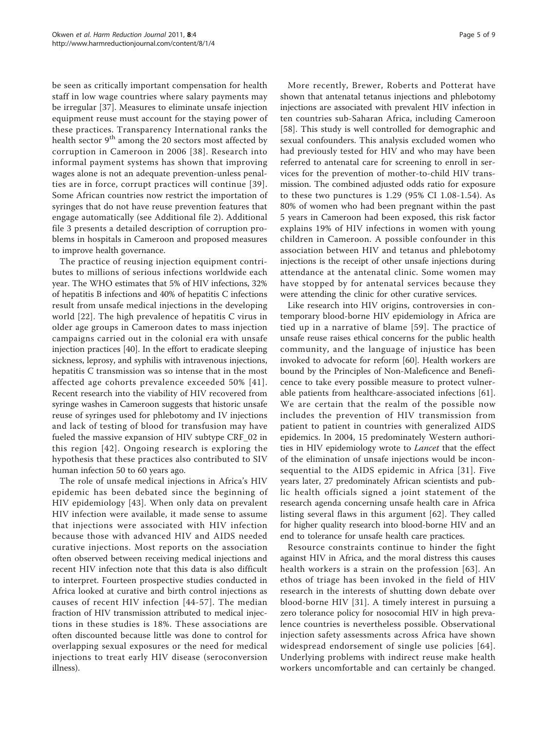be seen as critically important compensation for health staff in low wage countries where salary payments may be irregular [37]. Measures to eliminate unsafe injection equipment reuse must account for the staying power of these practices. Transparency International ranks the health sector 9th among the 20 sectors most affected by corruption in Cameroon in 2006 [38]. Research into informal payment systems has shown that improving wages alone is not an adequate prevention-unless penalties are in force, corrupt practices will continue [39]. Some African countries now restrict the importation of syringes that do not have reuse prevention features that engage automatically (see Additional file 2). Additional file 3 presents a detailed description of corruption problems in hospitals in Cameroon and proposed measures to improve health governance.

The practice of reusing injection equipment contributes to millions of serious infections worldwide each year. The WHO estimates that 5% of HIV infections, 32% of hepatitis B infections and 40% of hepatitis C infections result from unsafe medical injections in the developing world [22]. The high prevalence of hepatitis C virus in older age groups in Cameroon dates to mass injection campaigns carried out in the colonial era with unsafe injection practices [40]. In the effort to eradicate sleeping sickness, leprosy, and syphilis with intravenous injections, hepatitis C transmission was so intense that in the most affected age cohorts prevalence exceeded 50% [41]. Recent research into the viability of HIV recovered from syringe washes in Cameroon suggests that historic unsafe reuse of syringes used for phlebotomy and IV injections and lack of testing of blood for transfusion may have fueled the massive expansion of HIV subtype CRF_02 in this region [42]. Ongoing research is exploring the hypothesis that these practices also contributed to SIV human infection 50 to 60 years ago.

The role of unsafe medical injections in Africa's HIV epidemic has been debated since the beginning of HIV epidemiology [43]. When only data on prevalent HIV infection were available, it made sense to assume that injections were associated with HIV infection because those with advanced HIV and AIDS needed curative injections. Most reports on the association often observed between receiving medical injections and recent HIV infection note that this data is also difficult to interpret. Fourteen prospective studies conducted in Africa looked at curative and birth control injections as causes of recent HIV infection [44-57]. The median fraction of HIV transmission attributed to medical injections in these studies is 18%. These associations are often discounted because little was done to control for overlapping sexual exposures or the need for medical injections to treat early HIV disease (seroconversion illness).

More recently, Brewer, Roberts and Potterat have shown that antenatal tetanus injections and phlebotomy injections are associated with prevalent HIV infection in ten countries sub-Saharan Africa, including Cameroon [58]. This study is well controlled for demographic and sexual confounders. This analysis excluded women who had previously tested for HIV and who may have been referred to antenatal care for screening to enroll in services for the prevention of mother-to-child HIV transmission. The combined adjusted odds ratio for exposure to these two punctures is 1.29 (95% CI 1.08-1.54). As 80% of women who had been pregnant within the past 5 years in Cameroon had been exposed, this risk factor explains 19% of HIV infections in women with young children in Cameroon. A possible confounder in this association between HIV and tetanus and phlebotomy injections is the receipt of other unsafe injections during attendance at the antenatal clinic. Some women may have stopped by for antenatal services because they were attending the clinic for other curative services.

Like research into HIV origins, controversies in contemporary blood-borne HIV epidemiology in Africa are tied up in a narrative of blame [59]. The practice of unsafe reuse raises ethical concerns for the public health community, and the language of injustice has been invoked to advocate for reform [60]. Health workers are bound by the Principles of Non-Maleficence and Beneficence to take every possible measure to protect vulnerable patients from healthcare-associated infections [61]. We are certain that the realm of the possible now includes the prevention of HIV transmission from patient to patient in countries with generalized AIDS epidemics. In 2004, 15 predominately Western authorities in HIV epidemiology wrote to *Lancet* that the effect of the elimination of unsafe injections would be inconsequential to the AIDS epidemic in Africa [31]. Five years later, 27 predominately African scientists and public health officials signed a joint statement of the research agenda concerning unsafe health care in Africa listing several flaws in this argument [62]. They called for higher quality research into blood-borne HIV and an end to tolerance for unsafe health care practices.

Resource constraints continue to hinder the fight against HIV in Africa, and the moral distress this causes health workers is a strain on the profession [63]. An ethos of triage has been invoked in the field of HIV research in the interests of shutting down debate over blood-borne HIV [31]. A timely interest in pursuing a zero tolerance policy for nosocomial HIV in high prevalence countries is nevertheless possible. Observational injection safety assessments across Africa have shown widespread endorsement of single use policies [64]. Underlying problems with indirect reuse make health workers uncomfortable and can certainly be changed.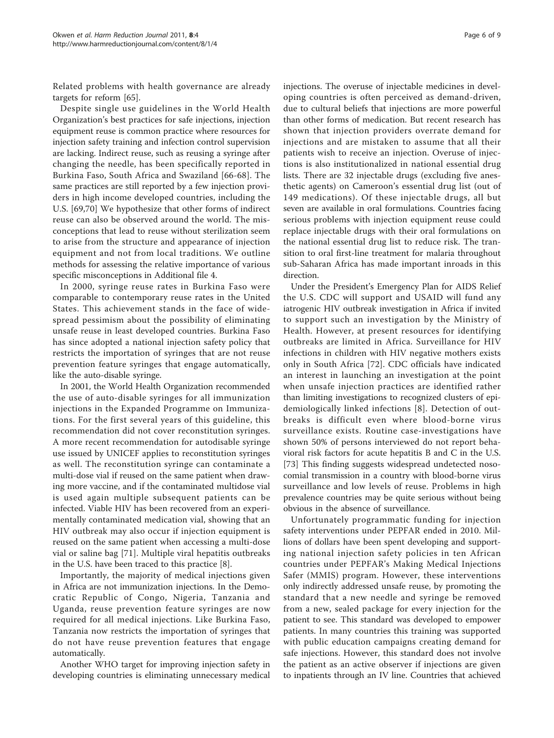Related problems with health governance are already targets for reform [65].

Despite single use guidelines in the World Health Organization's best practices for safe injections, injection equipment reuse is common practice where resources for injection safety training and infection control supervision are lacking. Indirect reuse, such as reusing a syringe after changing the needle, has been specifically reported in Burkina Faso, South Africa and Swaziland [66-68]. The same practices are still reported by a few injection providers in high income developed countries, including the U.S. [69,70] We hypothesize that other forms of indirect reuse can also be observed around the world. The misconceptions that lead to reuse without sterilization seem to arise from the structure and appearance of injection equipment and not from local traditions. We outline methods for assessing the relative importance of various specific misconceptions in Additional file 4.

In 2000, syringe reuse rates in Burkina Faso were comparable to contemporary reuse rates in the United States. This achievement stands in the face of widespread pessimism about the possibility of eliminating unsafe reuse in least developed countries. Burkina Faso has since adopted a national injection safety policy that restricts the importation of syringes that are not reuse prevention feature syringes that engage automatically, like the auto-disable syringe.

In 2001, the World Health Organization recommended the use of auto-disable syringes for all immunization injections in the Expanded Programme on Immunizations. For the first several years of this guideline, this recommendation did not cover reconstitution syringes. A more recent recommendation for autodisable syringe use issued by UNICEF applies to reconstitution syringes as well. The reconstitution syringe can contaminate a multi-dose vial if reused on the same patient when drawing more vaccine, and if the contaminated multidose vial is used again multiple subsequent patients can be infected. Viable HIV has been recovered from an experimentally contaminated medication vial, showing that an HIV outbreak may also occur if injection equipment is reused on the same patient when accessing a multi-dose vial or saline bag [71]. Multiple viral hepatitis outbreaks in the U.S. have been traced to this practice [8].

Importantly, the majority of medical injections given in Africa are not immunization injections. In the Democratic Republic of Congo, Nigeria, Tanzania and Uganda, reuse prevention feature syringes are now required for all medical injections. Like Burkina Faso, Tanzania now restricts the importation of syringes that do not have reuse prevention features that engage automatically.

Another WHO target for improving injection safety in developing countries is eliminating unnecessary medical injections. The overuse of injectable medicines in developing countries is often perceived as demand-driven, due to cultural beliefs that injections are more powerful than other forms of medication. But recent research has shown that injection providers overrate demand for injections and are mistaken to assume that all their patients wish to receive an injection. Overuse of injections is also institutionalized in national essential drug lists. There are 32 injectable drugs (excluding five anesthetic agents) on Cameroon's essential drug list (out of 149 medications). Of these injectable drugs, all but seven are available in oral formulations. Countries facing serious problems with injection equipment reuse could replace injectable drugs with their oral formulations on the national essential drug list to reduce risk. The transition to oral first-line treatment for malaria throughout sub-Saharan Africa has made important inroads in this direction.

Under the President's Emergency Plan for AIDS Relief the U.S. CDC will support and USAID will fund any iatrogenic HIV outbreak investigation in Africa if invited to support such an investigation by the Ministry of Health. However, at present resources for identifying outbreaks are limited in Africa. Surveillance for HIV infections in children with HIV negative mothers exists only in South Africa [72]. CDC officials have indicated an interest in launching an investigation at the point when unsafe injection practices are identified rather than limiting investigations to recognized clusters of epidemiologically linked infections [8]. Detection of outbreaks is difficult even where blood-borne virus surveillance exists. Routine case-investigations have shown 50% of persons interviewed do not report behavioral risk factors for acute hepatitis B and C in the U.S. [73] This finding suggests widespread undetected nosocomial transmission in a country with blood-borne virus surveillance and low levels of reuse. Problems in high prevalence countries may be quite serious without being obvious in the absence of surveillance.

Unfortunately programmatic funding for injection safety interventions under PEPFAR ended in 2010. Millions of dollars have been spent developing and supporting national injection safety policies in ten African countries under PEPFAR's Making Medical Injections Safer (MMIS) program. However, these interventions only indirectly addressed unsafe reuse, by promoting the standard that a new needle and syringe be removed from a new, sealed package for every injection for the patient to see. This standard was developed to empower patients. In many countries this training was supported with public education campaigns creating demand for safe injections. However, this standard does not involve the patient as an active observer if injections are given to inpatients through an IV line. Countries that achieved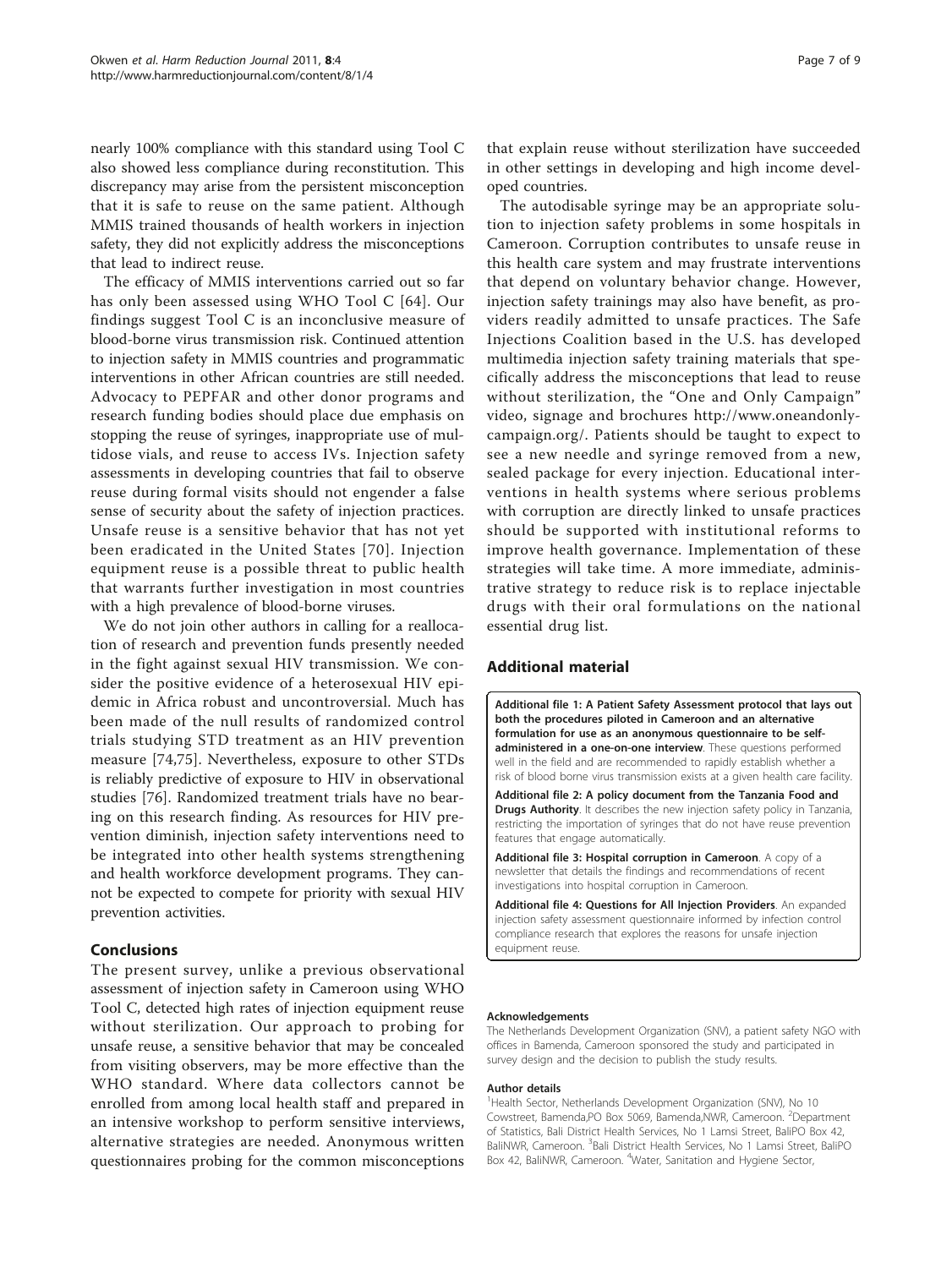nearly 100% compliance with this standard using Tool C also showed less compliance during reconstitution. This discrepancy may arise from the persistent misconception that it is safe to reuse on the same patient. Although MMIS trained thousands of health workers in injection safety, they did not explicitly address the misconceptions that lead to indirect reuse.

The efficacy of MMIS interventions carried out so far has only been assessed using WHO Tool C [64]. Our findings suggest Tool C is an inconclusive measure of blood-borne virus transmission risk. Continued attention to injection safety in MMIS countries and programmatic interventions in other African countries are still needed. Advocacy to PEPFAR and other donor programs and research funding bodies should place due emphasis on stopping the reuse of syringes, inappropriate use of multidose vials, and reuse to access IVs. Injection safety assessments in developing countries that fail to observe reuse during formal visits should not engender a false sense of security about the safety of injection practices. Unsafe reuse is a sensitive behavior that has not yet been eradicated in the United States [70]. Injection equipment reuse is a possible threat to public health that warrants further investigation in most countries with a high prevalence of blood-borne viruses.

We do not join other authors in calling for a reallocation of research and prevention funds presently needed in the fight against sexual HIV transmission. We consider the positive evidence of a heterosexual HIV epidemic in Africa robust and uncontroversial. Much has been made of the null results of randomized control trials studying STD treatment as an HIV prevention measure [74,75]. Nevertheless, exposure to other STDs is reliably predictive of exposure to HIV in observational studies [76]. Randomized treatment trials have no bearing on this research finding. As resources for HIV prevention diminish, injection safety interventions need to be integrated into other health systems strengthening and health workforce development programs. They cannot be expected to compete for priority with sexual HIV prevention activities.

## Conclusions

The present survey, unlike a previous observational assessment of injection safety in Cameroon using WHO Tool C, detected high rates of injection equipment reuse without sterilization. Our approach to probing for unsafe reuse, a sensitive behavior that may be concealed from visiting observers, may be more effective than the WHO standard. Where data collectors cannot be enrolled from among local health staff and prepared in an intensive workshop to perform sensitive interviews, alternative strategies are needed. Anonymous written questionnaires probing for the common misconceptions that explain reuse without sterilization have succeeded in other settings in developing and high income developed countries.

The autodisable syringe may be an appropriate solution to injection safety problems in some hospitals in Cameroon. Corruption contributes to unsafe reuse in this health care system and may frustrate interventions that depend on voluntary behavior change. However, injection safety trainings may also have benefit, as providers readily admitted to unsafe practices. The Safe Injections Coalition based in the U.S. has developed multimedia injection safety training materials that specifically address the misconceptions that lead to reuse without sterilization, the "One and Only Campaign" video, signage and brochures http://www.oneandonlycampaign.org/. Patients should be taught to expect to see a new needle and syringe removed from a new, sealed package for every injection. Educational interventions in health systems where serious problems with corruption are directly linked to unsafe practices should be supported with institutional reforms to improve health governance. Implementation of these strategies will take time. A more immediate, administrative strategy to reduce risk is to replace injectable drugs with their oral formulations on the national essential drug list.

## Additional material

**Additional file 1: A Patient Safety Assessment protocol that lays out both the procedures piloted in Cameroon and an alternative formulation for use as an anonymous questionnaire to be self-administered in a one-on-one interview**. These questions performed well in the field and are recommended to rapidly establish whether a risk of blood borne virus transmission exists at a given health care facility.

**Additional file 2: A policy document from the Tanzania Food and Drugs Authority**. It describes the new injection safety policy in Tanzania, restricting the importation of syringes that do not have reuse prevention features that engage automatically.

**Additional file 3: Hospital corruption in Cameroon**. A copy of a newsletter that details the findings and recommendations of recent investigations into hospital corruption in Cameroon.

**Additional file 4: Questions for All Injection Providers**. An expanded injection safety assessment questionnaire informed by infection control compliance research that explores the reasons for unsafe injection equipment reuse.

#### Acknowledgements

The Netherlands Development Organization (SNV), a patient safety NGO with offices in Bamenda, Cameroon sponsored the study and participated in survey design and the decision to publish the study results.

#### Author details

[1]Health Sector, Netherlands Development Organization (SNV), No 10 Cowstreet, Bamenda,PO Box 5069, Bamenda,NWR, Cameroon. [2]Department of Statistics, Bali District Health Services, No 1 Lamsi Street, BaliPO Box 42, BaliNWR, Cameroon. [3]Bali District Health Services, No 1 Lamsi Street, BaliPO Box 42, BaliNWR, Cameroon. [4]Water, Sanitation and Hygiene Sector,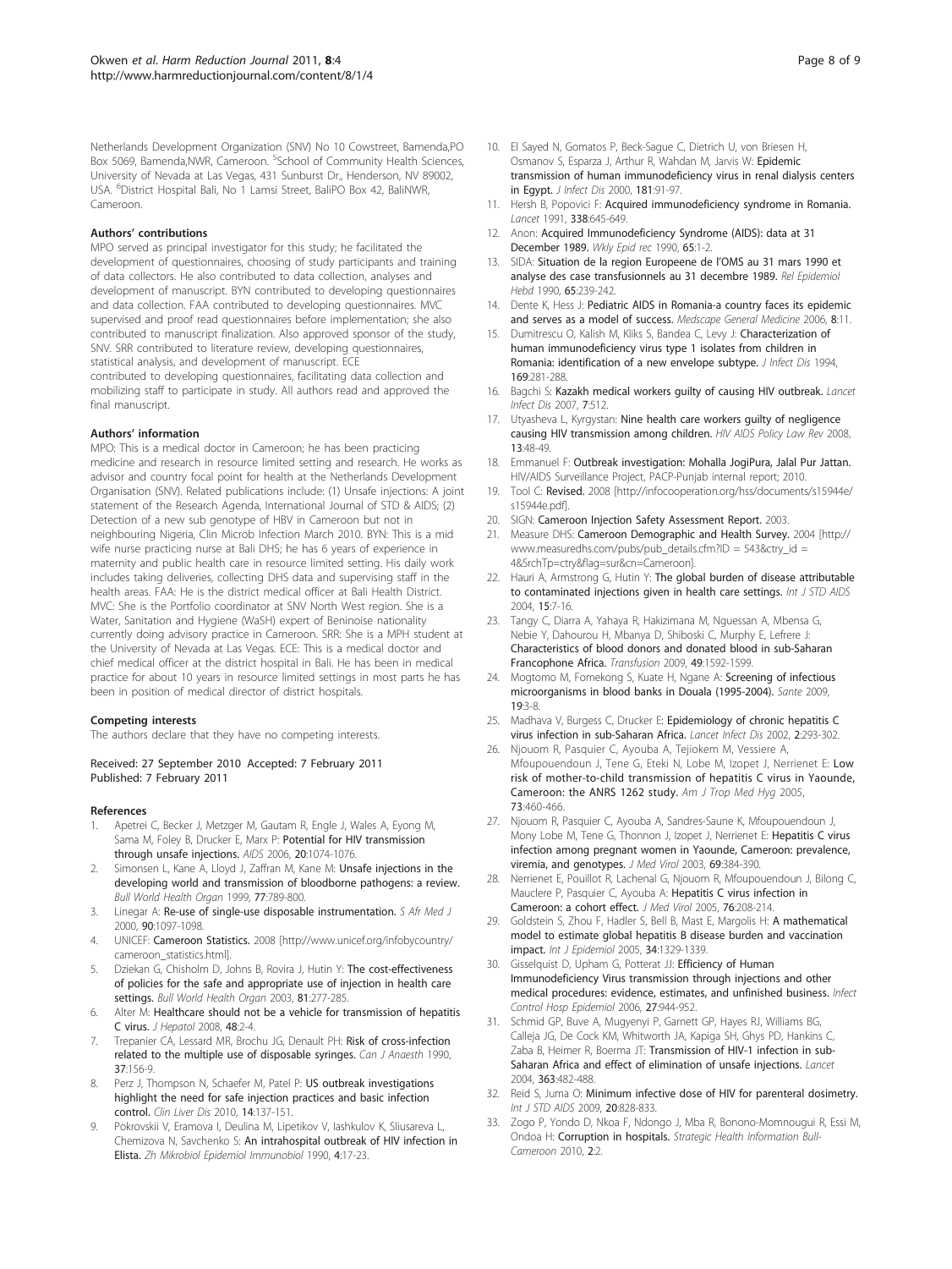Netherlands Development Organization (SNV) No 10 Cowstreet, Bamenda,PO Box 5069, Bamenda,NWR, Cameroon. [5]School of Community Health Sciences, University of Nevada at Las Vegas, 431 Sunburst Dr., Henderson, NV 89002, USA. [6]District Hospital Bali, No 1 Lamsi Street, BaliPO Box 42, BaliNWR, Cameroon.

#### Authors' contributions

MPO served as principal investigator for this study; he facilitated the development of questionnaires, choosing of study participants and training of data collectors. He also contributed to data collection, analyses and development of manuscript. BYN contributed to developing questionnaires and data collection. FAA contributed to developing questionnaires. MVC supervised and proof read questionnaires before implementation; she also contributed to manuscript finalization. Also approved sponsor of the study, SNV. SRR contributed to literature review, developing questionnaires, statistical analysis, and development of manuscript. ECE contributed to developing questionnaires, facilitating data collection and mobilizing staff to participate in study. All authors read and approved the final manuscript.

#### Authors' information

MPO: This is a medical doctor in Cameroon; he has been practicing medicine and research in resource limited setting and research. He works as advisor and country focal point for health at the Netherlands Development Organisation (SNV). Related publications include: (1) Unsafe injections: A joint statement of the Research Agenda, International Journal of STD & AIDS; (2) Detection of a new sub genotype of HBV in Cameroon but not in neighbouring Nigeria, Clin Microb Infection March 2010. BYN: This is a mid wife nurse practicing nurse at Bali DHS; he has 6 years of experience in maternity and public health care in resource limited setting. His daily work includes taking deliveries, collecting DHS data and supervising staff in the health areas. FAA: He is the district medical officer at Bali Health District. MVC: She is the Portfolio coordinator at SNV North West region. She is a Water, Sanitation and Hygiene (WaSH) expert of Beninoise nationality currently doing advisory practice in Cameroon. SRR: She is a MPH student at the University of Nevada at Las Vegas. ECE: This is a medical doctor and chief medical officer at the district hospital in Bali. He has been in medical practice for about 10 years in resource limited settings in most parts he has been in position of medical director of district hospitals.

#### Competing interests

The authors declare that they have no competing interests.

Received: 27 September 2010 Accepted: 7 February 2011
Published: 7 February 2011

#### References

1. Apetrei C, Becker J, Metzger M, Gautam R, Engle J, Wales A, Eyong M, Sama M, Foley B, Drucker E, Marx P: **Potential for HIV transmission through unsafe injections.** *AIDS* 2006, **20**:1074-1076.
2. Simonsen L, Kane A, Lloyd J, Zaffran M, Kane M: **Unsafe injections in the developing world and transmission of bloodborne pathogens: a review.** *Bull World Health Organ* 1999, **77**:789-800.
3. Linegar A: **Re-use of single-use disposable instrumentation.** *S Afr Med J* 2000, **90**:1097-1098.
4. UNICEF: **Cameroon Statistics.** 2008 [http://www.unicef.org/infobycountry/cameroon_statistics.html].
5. Dziekan G, Chisholm D, Johns B, Rovira J, Hutin Y: **The cost-effectiveness of policies for the safe and appropriate use of injection in health care settings.** *Bull World Health Organ* 2003, **81**:277-285.
6. Alter M: **Healthcare should not be a vehicle for transmission of hepatitis C virus.** *J Hepatol* 2008, **48**:2-4.
7. Trepanier CA, Lessard MR, Brochu JG, Denault PH: **Risk of cross-infection related to the multiple use of disposable syringes.** *Can J Anaesth* 1990, **37**:156-9.
8. Perz J, Thompson N, Schaefer M, Patel P: **US outbreak investigations highlight the need for safe injection practices and basic infection control.** *Clin Liver Dis* 2010, **14**:137-151.
9. Pokrovskii V, Eramova I, Deulina M, Lipetikov V, Iashkulov K, Sliusareva L, Chemizova N, Savchenko S: **An intrahospital outbreak of HIV infection in Elista.** *Zh Mikrobiol Epidemiol Immunobiol* 1990, **4**:17-23.
10. El Sayed N, Gomatos P, Beck-Sague C, Dietrich U, von Briesen H, Osmanov S, Esparza J, Arthur R, Wahdan M, Jarvis W: **Epidemic transmission of human immunodeficiency virus in renal dialysis centers in Egypt.** *J Infect Dis* 2000, **181**:91-97.
11. Hersh B, Popovici F: **Acquired immunodeficiency syndrome in Romania.** *Lancet* 1991, **338**:645-649.
12. Anon: **Acquired Immunodeficiency Syndrome (AIDS): data at 31 December 1989.** *Wkly Epid rec* 1990, **65**:1-2.
13. SIDA: **Situation de la region Europeene de l'OMS au 31 mars 1990 et analyse des case transfusionnels au 31 decembre 1989.** *Rel Epidemiol Hebd* 1990, **65**:239-242.
14. Dente K, Hess J: **Pediatric AIDS in Romania-a country faces its epidemic and serves as a model of success.** *Medscape General Medicine* 2006, **8**:11.
15. Dumitrescu O, Kalish M, Kliks S, Bandea C, Levy J: **Characterization of human immunodeficiency virus type 1 isolates from children in Romania: identification of a new envelope subtype.** *J Infect Dis* 1994, **169**:281-288.
16. Bagchi S: **Kazakh medical workers guilty of causing HIV outbreak.** *Lancet Infect Dis* 2007, **7**:512.
17. Utyasheva L, Kyrgystan: **Nine health care workers guilty of negligence causing HIV transmission among children.** *HIV AIDS Policy Law Rev* 2008, **13**:48-49.
18. Emmanuel F: **Outbreak investigation: Mohalla JogiPura, Jalal Pur Jattan.** HIV/AIDS Surveillance Project, PACP-Punjab internal report; 2010.
19. Tool C: **Revised.** 2008 [http://infocooperation.org/hss/documents/s15944e/s15944e.pdf].
20. SIGN: **Cameroon Injection Safety Assessment Report.** 2003.
21. Measure DHS: **Cameroon Demographic and Health Survey.** 2004 [http://www.measuredhs.com/pubs/pub_details.cfm?ID = 543&ctry_id = 4&SrchTp=ctry&flag=sur&cn=Cameroon].
22. Hauri A, Armstrong G, Hutin Y: **The global burden of disease attributable to contaminated injections given in health care settings.** *Int J STD AIDS* 2004, **15**:7-16.
23. Tangy C, Diarra A, Yahaya R, Hakizimana M, Nguessan A, Mbensa G, Nebie Y, Dahourou H, Mbanya D, Shiboski C, Murphy E, Lefrere J: **Characteristics of blood donors and donated blood in sub-Saharan Francophone Africa.** *Transfusion* 2009, **49**:1592-1599.
24. Mogtomo M, Fomekong S, Kuate H, Ngane A: **Screening of infectious microorganisms in blood banks in Douala (1995-2004).** *Sante* 2009, **19**:3-8.
25. Madhava V, Burgess C, Drucker E: **Epidemiology of chronic hepatitis C virus infection in sub-Saharan Africa.** *Lancet Infect Dis* 2002, **2**:293-302.
26. Njouom R, Pasquier C, Ayouba A, Tejiokem M, Vessiere A, Mfoupouendoun J, Tene G, Eteki N, Lobe M, Izopet J, Nerrienet E: **Low risk of mother-to-child transmission of hepatitis C virus in Yaounde, Cameroon: the ANRS 1262 study.** *Am J Trop Med Hyg* 2005, **73**:460-466.
27. Njouom R, Pasquier C, Ayouba A, Sandres-Saune K, Mfoupouendoun J, Mony Lobe M, Tene G, Thonnon J, Izopet J, Nerrienet E: **Hepatitis C virus infection among pregnant women in Yaounde, Cameroon: prevalence, viremia, and genotypes.** *J Med Virol* 2003, **69**:384-390.
28. Nerrienet E, Pouillot R, Lachenal G, Njouom R, Mfoupouendoun J, Bilong C, Mauclere P, Pasquier C, Ayouba A: **Hepatitis C virus infection in Cameroon: a cohort effect.** *J Med Virol* 2005, **76**:208-214.
29. Goldstein S, Zhou F, Hadler S, Bell B, Mast E, Margolis H: **A mathematical model to estimate global hepatitis B disease burden and vaccination impact.** *Int J Epidemiol* 2005, **34**:1329-1339.
30. Gisselquist D, Upham G, Potterat JJ: **Efficiency of Human Immunodeficiency Virus transmission through injections and other medical procedures: evidence, estimates, and unfinished business.** *Infect Control Hosp Epidemiol* 2006, **27**:944-952.
31. Schmid GP, Buve A, Mugyenyi P, Garnett GP, Hayes RJ, Williams BG, Calleja JG, De Cock KM, Whitworth JA, Kapiga SH, Ghys PD, Hankins C, Zaba B, Heimer R, Boerma JT: **Transmission of HIV-1 infection in sub-Saharan Africa and effect of elimination of unsafe injections.** *Lancet* 2004, **363**:482-488.
32. Reid S, Juma O: **Minimum infective dose of HIV for parenteral dosimetry.** *Int J STD AIDS* 2009, **20**:828-833.
33. Zogo P, Yondo D, Nkoa F, Ndongo J, Mba R, Bonono-Momnougui R, Essi M, Ondoa H: **Corruption in hospitals.** *Strategic Health Information Bull-Cameroon* 2010, **2**:2.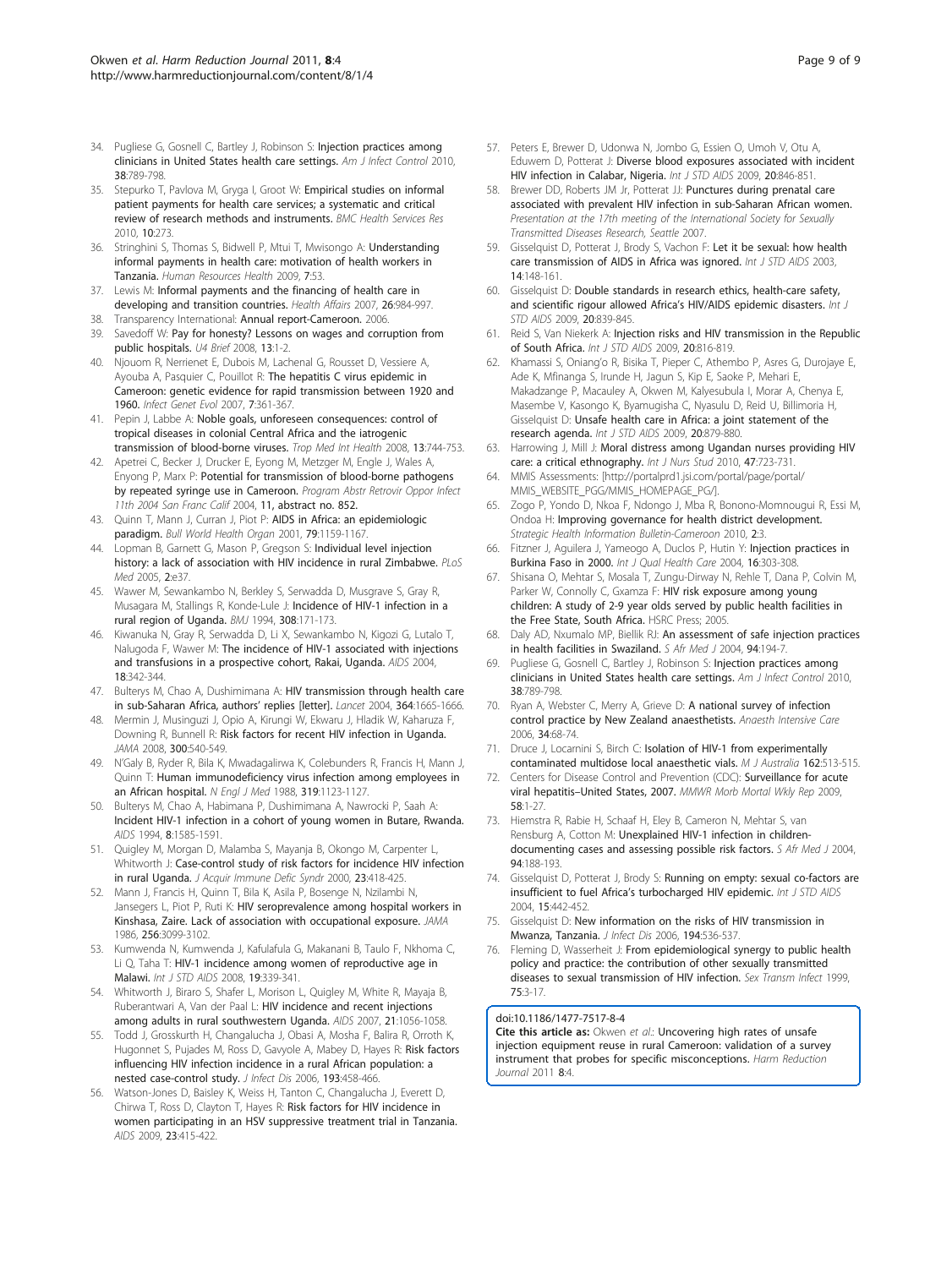34. Pugliese G, Gosnell C, Bartley J, Robinson S: **Injection practices among clinicians in United States health care settings.** *Am J Infect Control* 2010, **38**:789-798.
35. Stepurko T, Pavlova M, Gryga I, Groot W: **Empirical studies on informal patient payments for health care services; a systematic and critical review of research methods and instruments.** *BMC Health Services Res* 2010, **10**:273.
36. Stringhini S, Thomas S, Bidwell P, Mtui T, Mwisongo A: **Understanding informal payments in health care: motivation of health workers in Tanzania.** *Human Resources Health* 2009, **7**:53.
37. Lewis M: **Informal payments and the financing of health care in developing and transition countries.** *Health Affairs* 2007, **26**:984-997.
38. Transparency International: **Annual report-Cameroon.** 2006.
39. Savedoff W: **Pay for honesty? Lessons on wages and corruption from public hospitals.** *U4 Brief* 2008, **13**:1-2.
40. Njouom R, Nerrienet E, Dubois M, Lachenal G, Rousset D, Vessiere A, Ayouba A, Pasquier C, Pouillot R: **The hepatitis C virus epidemic in Cameroon: genetic evidence for rapid transmission between 1920 and 1960.** *Infect Genet Evol* 2007, **7**:361-367.
41. Pepin J, Labbe A: **Noble goals, unforeseen consequences: control of tropical diseases in colonial Central Africa and the iatrogenic transmission of blood-borne viruses.** *Trop Med Int Health* 2008, **13**:744-753.
42. Apetrei C, Becker J, Drucker E, Eyong M, Metzger M, Engle J, Wales A, Enyong P, Marx P: **Potential for transmission of blood-borne pathogens by repeated syringe use in Cameroon.** *Program Abstr Retrovir Oppor Infect 11th 2004 San Franc Calif* 2004, **11, abstract no. 852.**
43. Quinn T, Mann J, Curran J, Piot P: **AIDS in Africa: an epidemiologic paradigm.** *Bull World Health Organ* 2001, **79**:1159-1167.
44. Lopman B, Garnett G, Mason P, Gregson S: **Individual level injection history: a lack of association with HIV incidence in rural Zimbabwe.** *PLoS Med* 2005, **2**:e37.
45. Wawer M, Sewankambo N, Berkley S, Serwadda D, Musgrave S, Gray R, Musagara M, Stallings R, Konde-Lule J: **Incidence of HIV-1 infection in a rural region of Uganda.** *BMJ* 1994, **308**:171-173.
46. Kiwanuka N, Gray R, Serwadda D, Li X, Sewankambo N, Kigozi G, Lutalo T, Nalugoda F, Wawer M: **The incidence of HIV-1 associated with injections and transfusions in a prospective cohort, Rakai, Uganda.** *AIDS* 2004, **18**:342-344.
47. Bulterys M, Chao A, Dushimimana A: **HIV transmission through health care in sub-Saharan Africa, authors' replies [letter].** *Lancet* 2004, **364**:1665-1666.
48. Mermin J, Musinguzi J, Opio A, Kirungi W, Ekwaru J, Hladik W, Kaharuza F, Downing R, Bunnell R: **Risk factors for recent HIV infection in Uganda.** *JAMA* 2008, **300**:540-549.
49. N'Galy B, Ryder R, Bila K, Mwadagalirwa K, Colebunders R, Francis H, Mann J, Quinn T: **Human immunodeficiency virus infection among employees in an African hospital.** *N Engl J Med* 1988, **319**:1123-1127.
50. Bulterys M, Chao A, Habimana P, Dushimimana A, Nawrocki P, Saah A: **Incident HIV-1 infection in a cohort of young women in Butare, Rwanda.** *AIDS* 1994, **8**:1585-1591.
51. Quigley M, Morgan D, Malamba S, Mayanja B, Okongo M, Carpenter L, Whitworth J: **Case-control study of risk factors for incidence HIV infection in rural Uganda.** *J Acquir Immune Defic Syndr* 2000, **23**:418-425.
52. Mann J, Francis H, Quinn T, Bila K, Asila P, Bosenge N, Nzilambi N, Jansegers L, Piot P, Ruti K: **HIV seroprevalence among hospital workers in Kinshasa, Zaire. Lack of association with occupational exposure.** *JAMA* 1986, **256**:3099-3102.
53. Kumwenda N, Kumwenda J, Kafulafula G, Makanani B, Taulo F, Nkhoma C, Li Q, Taha T: **HIV-1 incidence among women of reproductive age in Malawi.** *Int J STD AIDS* 2008, **19**:339-341.
54. Whitworth J, Biraro S, Shafer L, Morison L, Quigley M, White R, Mayaja B, Ruberantwari A, Van der Paal L: **HIV incidence and recent injections among adults in rural southwestern Uganda.** *AIDS* 2007, **21**:1056-1058.
55. Todd J, Grosskurth H, Changalucha J, Obasi A, Mosha F, Balira R, Orroth K, Hugonnet S, Pujades M, Ross D, Gavyole A, Mabey D, Hayes R: **Risk factors influencing HIV infection incidence in a rural African population: a nested case-control study.** *J Infect Dis* 2006, **193**:458-466.
56. Watson-Jones D, Baisley K, Weiss H, Tanton C, Changalucha J, Everett D, Chirwa T, Ross D, Clayton T, Hayes R: **Risk factors for HIV incidence in women participating in an HSV suppressive treatment trial in Tanzania.** *AIDS* 2009, **23**:415-422.
57. Peters E, Brewer D, Udonwa N, Jombo G, Essien O, Umoh V, Otu A, Eduwem D, Potterat J: **Diverse blood exposures associated with incident HIV infection in Calabar, Nigeria.** *Int J STD AIDS* 2009, **20**:846-851.
58. Brewer DD, Roberts JM Jr, Potterat JJ: **Punctures during prenatal care associated with prevalent HIV infection in sub-Saharan African women.** *Presentation at the 17th meeting of the International Society for Sexually Transmitted Diseases Research, Seattle* 2007.
59. Gisselquist D, Potterat J, Brody S, Vachon F: **Let it be sexual: how health care transmission of AIDS in Africa was ignored.** *Int J STD AIDS* 2003, **14**:148-161.
60. Gisselquist D: **Double standards in research ethics, health-care safety, and scientific rigour allowed Africa's HIV/AIDS epidemic disasters.** *Int J STD AIDS* 2009, **20**:839-845.
61. Reid S, Van Niekerk A: **Injection risks and HIV transmission in the Republic of South Africa.** *Int J STD AIDS* 2009, **20**:816-819.
62. Khamassi S, Oniang'o R, Bisika T, Pieper C, Athembo P, Asres G, Durojaye E, Ade K, Mfinanga S, Irunde H, Jagun S, Kip E, Saoke P, Mehari E, Makadzange P, Macauley A, Okwen M, Kalyesubula I, Morar A, Chenya E, Masembe V, Kasongo K, Byamugisha C, Nyasulu D, Reid U, Billimoria H, Gisselquist D: **Unsafe health care in Africa: a joint statement of the research agenda.** *Int J STD AIDS* 2009, **20**:879-880.
63. Harrowing J, Mill J: **Moral distress among Ugandan nurses providing HIV care: a critical ethnography.** *Int J Nurs Stud* 2010, **47**:723-731.
64. MMIS Assessments: [http://portalprd1.jsi.com/portal/page/portal/MMIS_WEBSITE_PGG/MMIS_HOMEPAGE_PG/].
65. Zogo P, Yondo D, Nkoa F, Ndongo J, Mba R, Bonono-Momnougui R, Essi M, Ondoa H: **Improving governance for health district development.** *Strategic Health Information Bulletin-Cameroon* 2010, **2**:3.
66. Fitzner J, Aguilera J, Yameogo A, Duclos P, Hutin Y: **Injection practices in Burkina Faso in 2000.** *Int J Qual Health Care* 2004, **16**:303-308.
67. Shisana O, Mehtar S, Mosala T, Zungu-Dirway N, Rehle T, Dana P, Colvin M, Parker W, Connolly C, Gxamza F: **HIV risk exposure among young children: A study of 2-9 year olds served by public health facilities in the Free State, South Africa.** HSRC Press; 2005.
68. Daly AD, Nxumalo MP, Biellik RJ: **An assessment of safe injection practices in health facilities in Swaziland.** *S Afr Med J* 2004, **94**:194-7.
69. Pugliese G, Gosnell C, Bartley J, Robinson S: **Injection practices among clinicians in United States health care settings.** *Am J Infect Control* 2010, **38**:789-798.
70. Ryan A, Webster C, Merry A, Grieve D: **A national survey of infection control practice by New Zealand anaesthetists.** *Anaesth Intensive Care* 2006, **34**:68-74.
71. Druce J, Locarnini S, Birch C: **Isolation of HIV-1 from experimentally contaminated multidose local anaesthetic vials.** *M J Australia* **162**:513-515.
72. Centers for Disease Control and Prevention (CDC): **Surveillance for acute viral hepatitis–United States, 2007.** *MMWR Morb Mortal Wkly Rep* 2009, **58**:1-27.
73. Hiemstra R, Rabie H, Schaaf H, Eley B, Cameron N, Mehtar S, van Rensburg A, Cotton M: **Unexplained HIV-1 infection in children-documenting cases and assessing possible risk factors.** *S Afr Med J* 2004, **94**:188-193.
74. Gisselquist D, Potterat J, Brody S: **Running on empty: sexual co-factors are insufficient to fuel Africa's turbocharged HIV epidemic.** *Int J STD AIDS* 2004, **15**:442-452.
75. Gisselquist D: **New information on the risks of HIV transmission in Mwanza, Tanzania.** *J Infect Dis* 2006, **194**:536-537.
76. Fleming D, Wasserheit J: **From epidemiological synergy to public health policy and practice: the contribution of other sexually transmitted diseases to sexual transmission of HIV infection.** *Sex Transm Infect* 1999, **75**:3-17.

doi:10.1186/1477-7517-8-4

**Cite this article as:** Okwen *et al.*: Uncovering high rates of unsafe injection equipment reuse in rural Cameroon: validation of a survey instrument that probes for specific misconceptions. *Harm Reduction Journal* 2011 **8**:4.